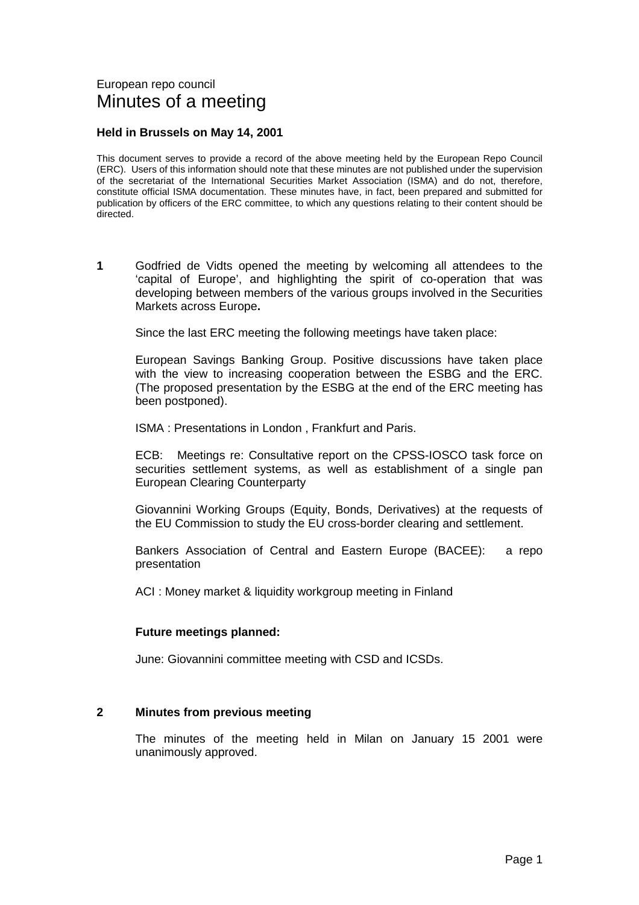European repo council

# Minutes of a meeting

**Held in Brussels on May 14, 2001**

This document serves to provide a record of the above meeting held by the European Repo Council (ERC). Users of this information should note that these minutes are not published under the supervision of the secretariat of the International Securities Market Association (ISMA) and do not, therefore, constitute official ISMA documentation. These minutes have, in fact, been prepared and submitted for publication by officers of the ERC committee, to which any questions relating to their content should be directed.

**1** Godfried de Vidts opened the meeting by welcoming all attendees to the 'capital of Europe', and highlighting the spirit of co-operation that was developing between members of the various groups involved in the Securities Markets across Europe**.**

Since the last ERC meeting the following meetings have taken place:

European Savings Banking Group. Positive discussions have taken place with the view to increasing cooperation between the ESBG and the ERC. (The proposed presentation by the ESBG at the end of the ERC meeting has been postponed).

ISMA : Presentations in London , Frankfurt and Paris.

ECB: Meetings re: Consultative report on the CPSS-IOSCO task force on securities settlement systems, as well as establishment of a single pan European Clearing Counterparty

Giovannini Working Groups (Equity, Bonds, Derivatives) at the requests of the EU Commission to study the EU cross-border clearing and settlement.

Bankers Association of Central and Eastern Europe (BACEE): a repo presentation

ACI : Money market & liquidity workgroup meeting in Finland

**Future meetings planned:**

June: Giovannini committee meeting with CSD and ICSDs.

**2 Minutes from previous meeting**

The minutes of the meeting held in Milan on January 15 2001 were unanimously approved.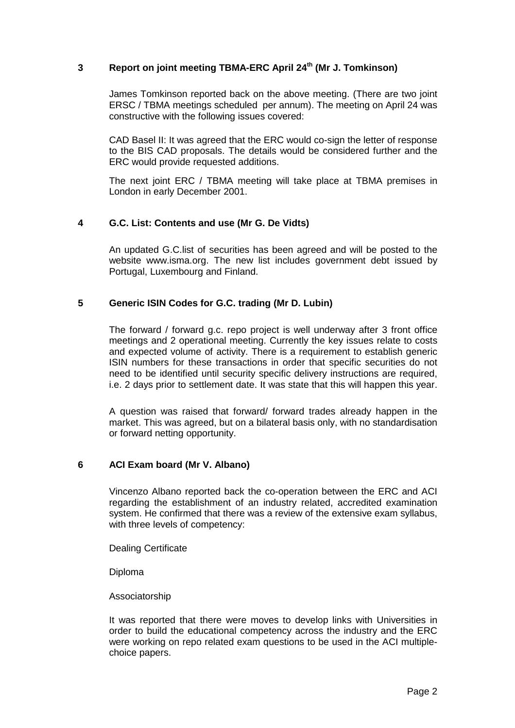## 3 Report on joint meeting TBMA-ERC April 24th (Mr J. Tomkinson)

James Tomkinson reported back on the above meeting. (There are two joint ERSC / TBMA meetings scheduled per annum). The meeting on April 24 was constructive with the following issues covered:

CAD Basel II: It was agreed that the ERC would co-sign the letter of response to the BIS CAD proposals. The details would be considered further and the ERC would provide requested additions.

The next joint ERC / TBMA meeting will take place at TBMA premises in London in early December 2001.

## 4 G.C. List: Contents and use (Mr G. De Vidts)

An updated G.C.list of securities has been agreed and will be posted to the website www.isma.org. The new list includes government debt issued by Portugal, Luxembourg and Finland.

## 5 Generic ISIN Codes for G.C. trading (Mr D. Lubin)

The forward / forward g.c. repo project is well underway after 3 front office meetings and 2 operational meeting. Currently the key issues relate to costs and expected volume of activity. There is a requirement to establish generic ISIN numbers for these transactions in order that specific securities do not need to be identified until security specific delivery instructions are required, i.e. 2 days prior to settlement date. It was state that this will happen this year.

A question was raised that forward/ forward trades already happen in the market. This was agreed, but on a bilateral basis only, with no standardisation or forward netting opportunity.

## 6 ACI Exam board (Mr V. Albano)

Vincenzo Albano reported back the co-operation between the ERC and ACI regarding the establishment of an industry related, accredited examination system. He confirmed that there was a review of the extensive exam syllabus, with three levels of competency:

Dealing Certificate

Diploma

Associatorship

It was reported that there were moves to develop links with Universities in order to build the educational competency across the industry and the ERC were working on repo related exam questions to be used in the ACI multiple-choice papers.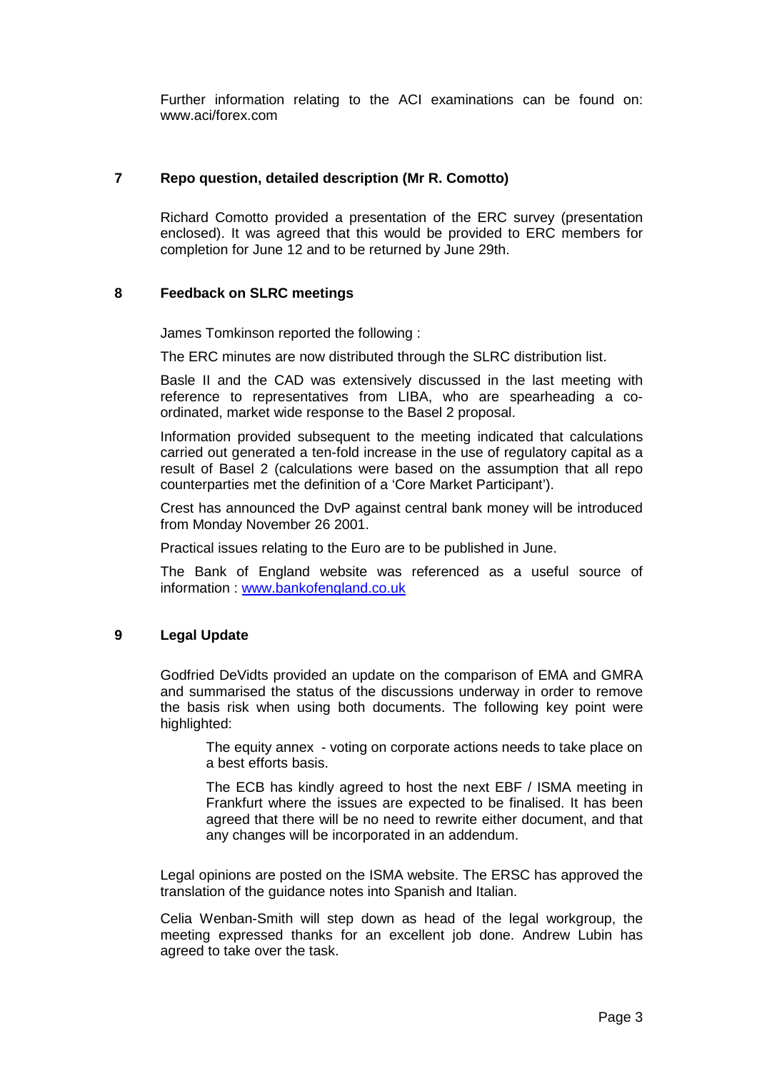Further information relating to the ACI examinations can be found on: www.aci/forex.com

## 7 Repo question, detailed description (Mr R. Comotto)

Richard Comotto provided a presentation of the ERC survey (presentation enclosed). It was agreed that this would be provided to ERC members for completion for June 12 and to be returned by June 29th.

## 8 Feedback on SLRC meetings

James Tomkinson reported the following :

The ERC minutes are now distributed through the SLRC distribution list.

Basle II and the CAD was extensively discussed in the last meeting with reference to representatives from LIBA, who are spearheading a co-ordinated, market wide response to the Basel 2 proposal.

Information provided subsequent to the meeting indicated that calculations carried out generated a ten-fold increase in the use of regulatory capital as a result of Basel 2 (calculations were based on the assumption that all repo counterparties met the definition of a 'Core Market Participant').

Crest has announced the DvP against central bank money will be introduced from Monday November 26 2001.

Practical issues relating to the Euro are to be published in June.

The Bank of England website was referenced as a useful source of information : [www.bankofengland.co.uk](http://www.bankofengland.co.uk)

## 9 Legal Update

Godfried DeVidts provided an update on the comparison of EMA and GMRA and summarised the status of the discussions underway in order to remove the basis risk when using both documents. The following key point were highlighted:

> The equity annex - voting on corporate actions needs to take place on a best efforts basis.
>
> The ECB has kindly agreed to host the next EBF / ISMA meeting in Frankfurt where the issues are expected to be finalised. It has been agreed that there will be no need to rewrite either document, and that any changes will be incorporated in an addendum.

Legal opinions are posted on the ISMA website. The ERSC has approved the translation of the guidance notes into Spanish and Italian.

Celia Wenban-Smith will step down as head of the legal workgroup, the meeting expressed thanks for an excellent job done. Andrew Lubin has agreed to take over the task.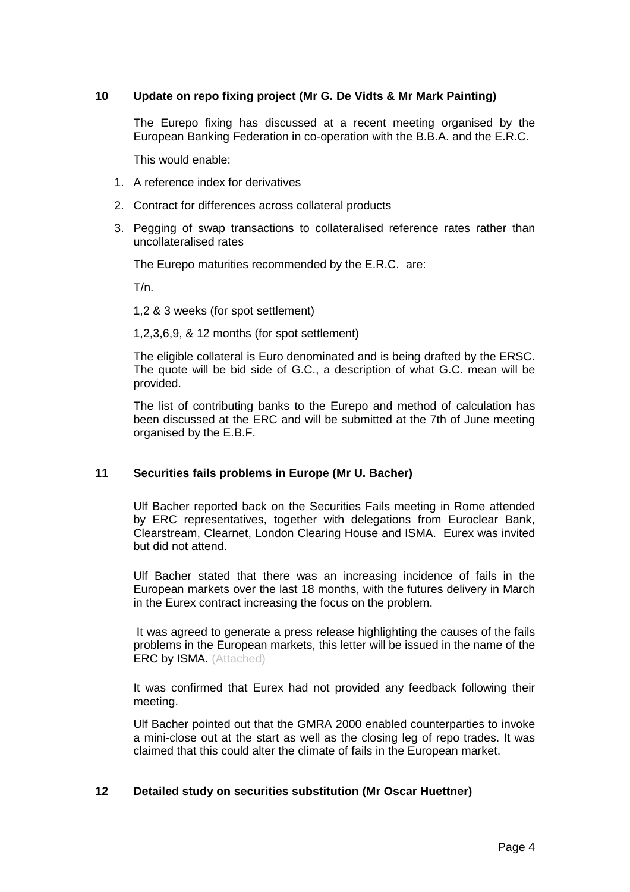## 10 Update on repo fixing project (Mr G. De Vidts & Mr Mark Painting)

The Eurepo fixing has discussed at a recent meeting organised by the European Banking Federation in co-operation with the B.B.A. and the E.R.C.

This would enable:

1. A reference index for derivatives
2. Contract for differences across collateral products
3. Pegging of swap transactions to collateralised reference rates rather than uncollateralised rates

The Eurepo maturities recommended by the E.R.C. are:

T/n.

1,2 & 3 weeks (for spot settlement)

1,2,3,6,9, & 12 months (for spot settlement)

The eligible collateral is Euro denominated and is being drafted by the ERSC. The quote will be bid side of G.C., a description of what G.C. mean will be provided.

The list of contributing banks to the Eurepo and method of calculation has been discussed at the ERC and will be submitted at the 7th of June meeting organised by the E.B.F.

## 11 Securities fails problems in Europe (Mr U. Bacher)

Ulf Bacher reported back on the Securities Fails meeting in Rome attended by ERC representatives, together with delegations from Euroclear Bank, Clearstream, Clearnet, London Clearing House and ISMA. Eurex was invited but did not attend.

Ulf Bacher stated that there was an increasing incidence of fails in the European markets over the last 18 months, with the futures delivery in March in the Eurex contract increasing the focus on the problem.

It was agreed to generate a press release highlighting the causes of the fails problems in the European markets, this letter will be issued in the name of the ERC by ISMA. (Attached)

It was confirmed that Eurex had not provided any feedback following their meeting.

Ulf Bacher pointed out that the GMRA 2000 enabled counterparties to invoke a mini-close out at the start as well as the closing leg of repo trades. It was claimed that this could alter the climate of fails in the European market.

## 12 Detailed study on securities substitution (Mr Oscar Huettner)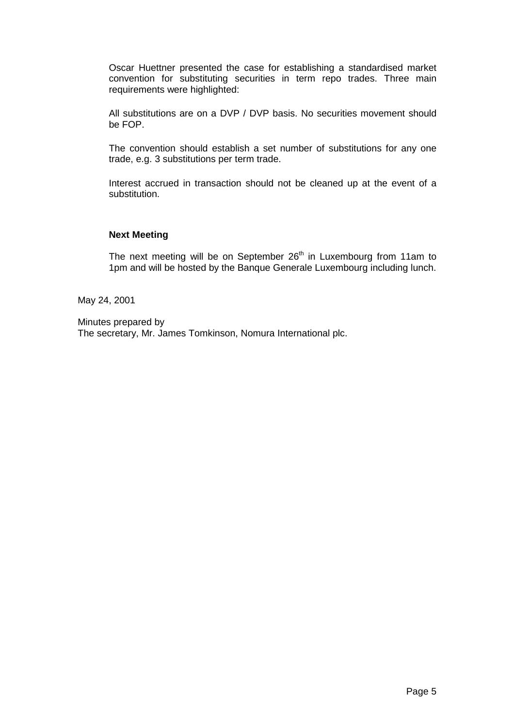Oscar Huettner presented the case for establishing a standardised market convention for substituting securities in term repo trades. Three main requirements were highlighted:

All substitutions are on a DVP / DVP basis. No securities movement should be FOP.

The convention should establish a set number of substitutions for any one trade, e.g. 3 substitutions per term trade.

Interest accrued in transaction should not be cleaned up at the event of a substitution.

**Next Meeting**

The next meeting will be on September 26th in Luxembourg from 11am to 1pm and will be hosted by the Banque Generale Luxembourg including lunch.

May 24, 2001

Minutes prepared by
The secretary, Mr. James Tomkinson, Nomura International plc.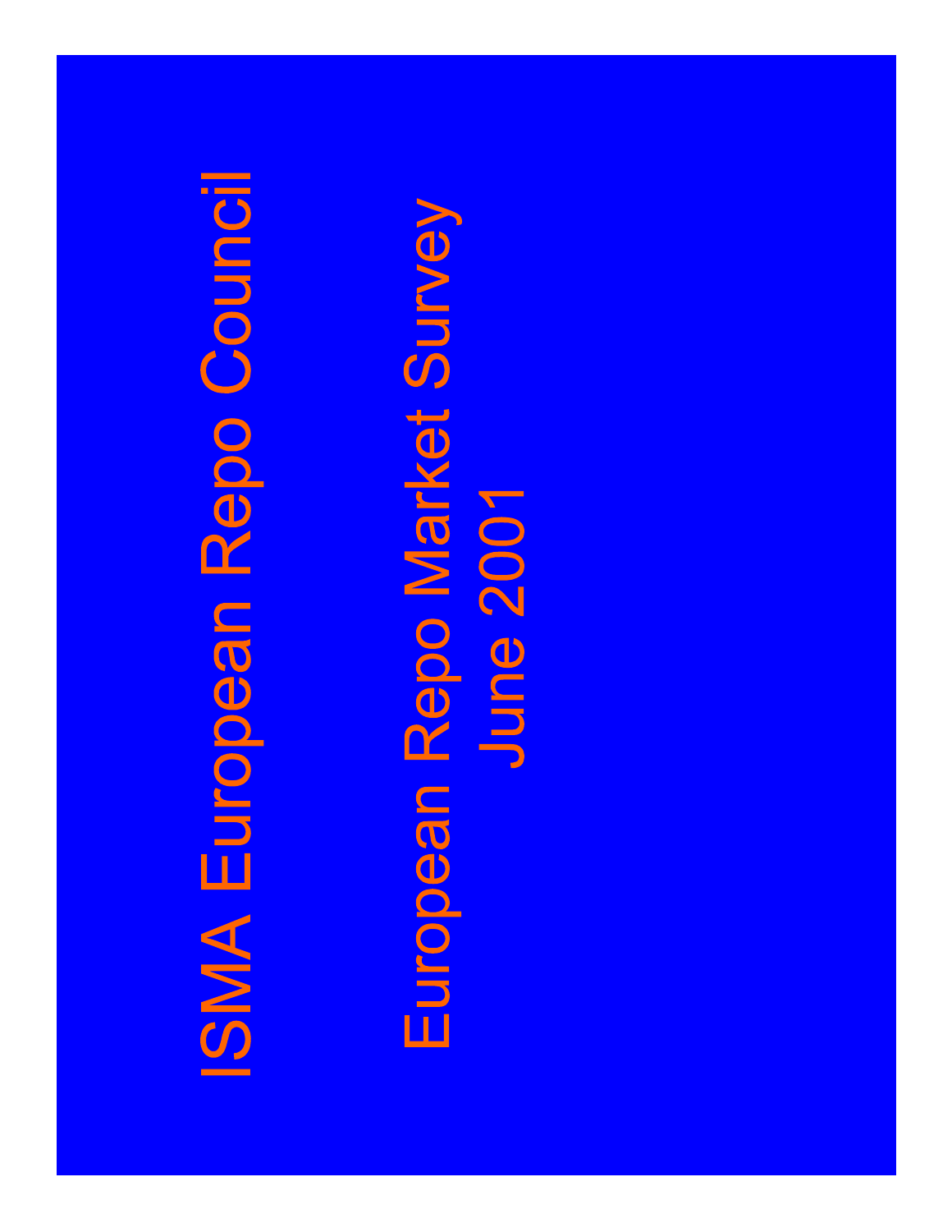# ISMA European Repo Council

## European Repo Market Survey
## June 2001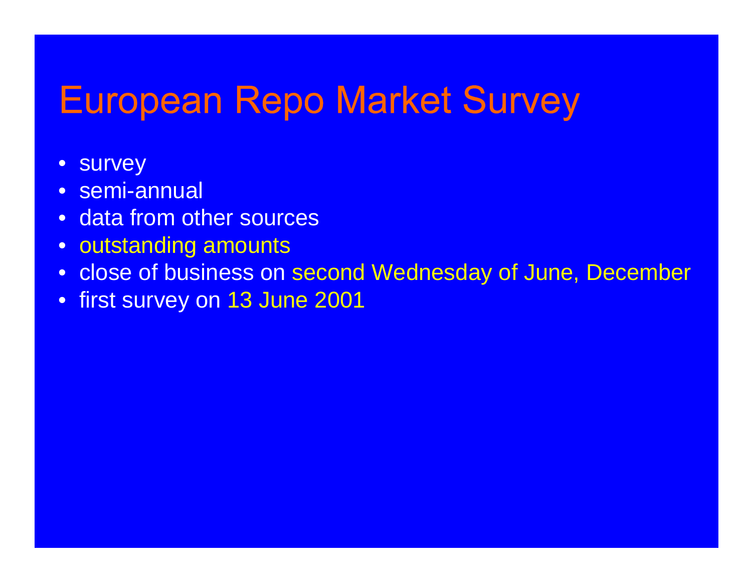# European Repo Market Survey

- survey
- semi-annual
- data from other sources
- outstanding amounts
- close of business on second Wednesday of June, December
- first survey on 13 June 2001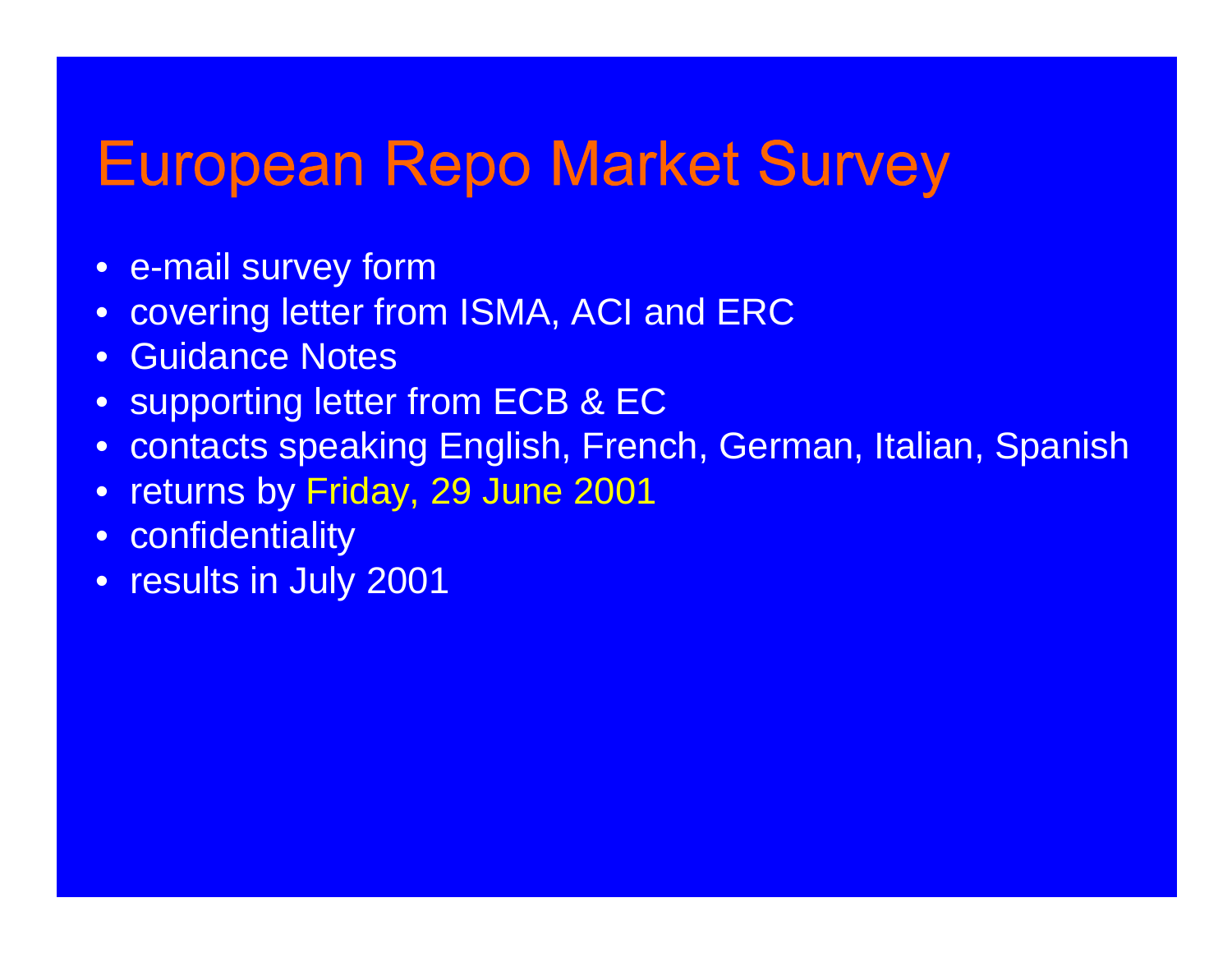# European Repo Market Survey

- e-mail survey form
- covering letter from ISMA, ACI and ERC
- Guidance Notes
- supporting letter from ECB & EC
- contacts speaking English, French, German, Italian, Spanish
- returns by Friday, 29 June 2001
- confidentiality
- results in July 2001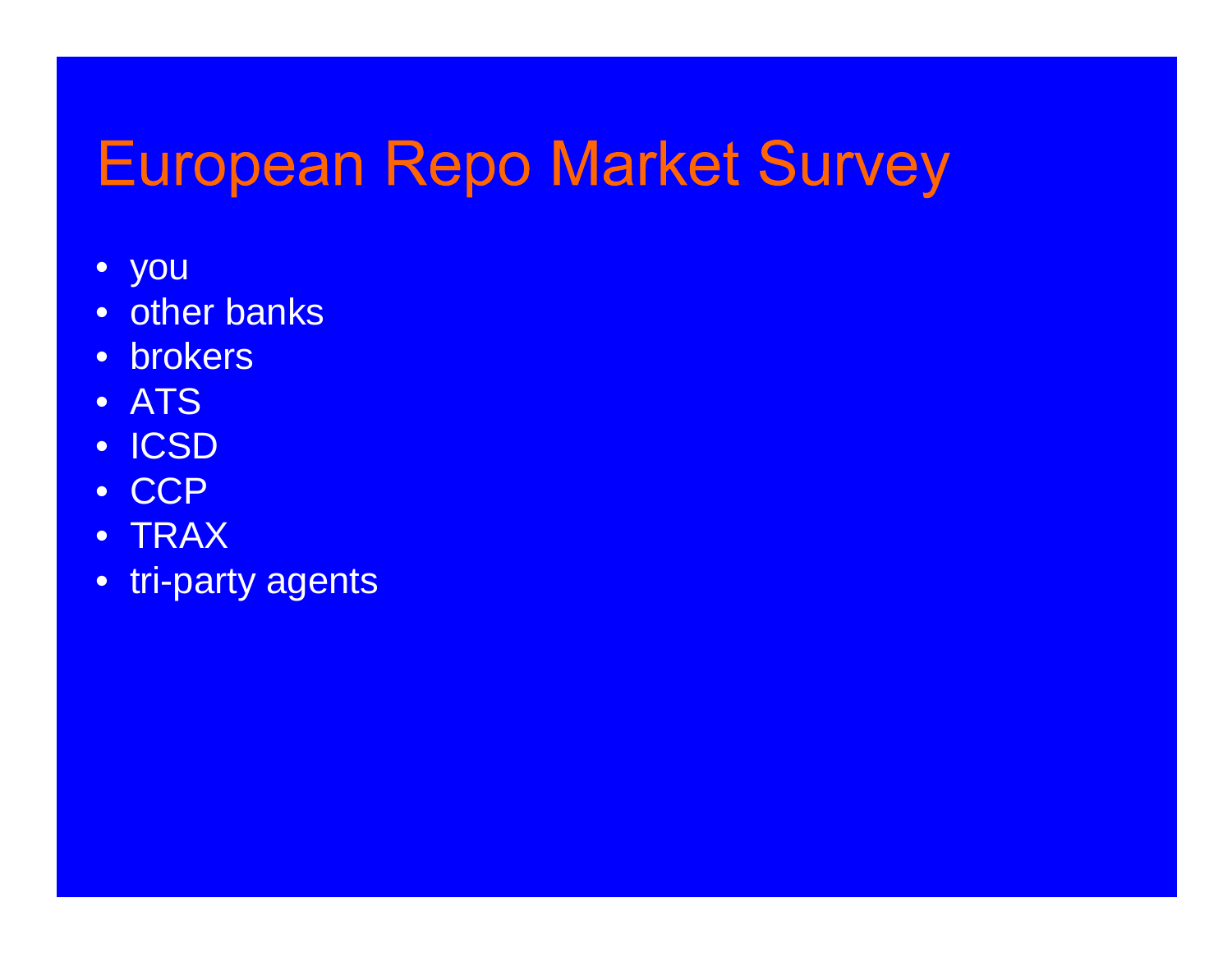# European Repo Market Survey

- you
- other banks
- brokers
- ATS
- ICSD
- CCP
- TRAX
- tri-party agents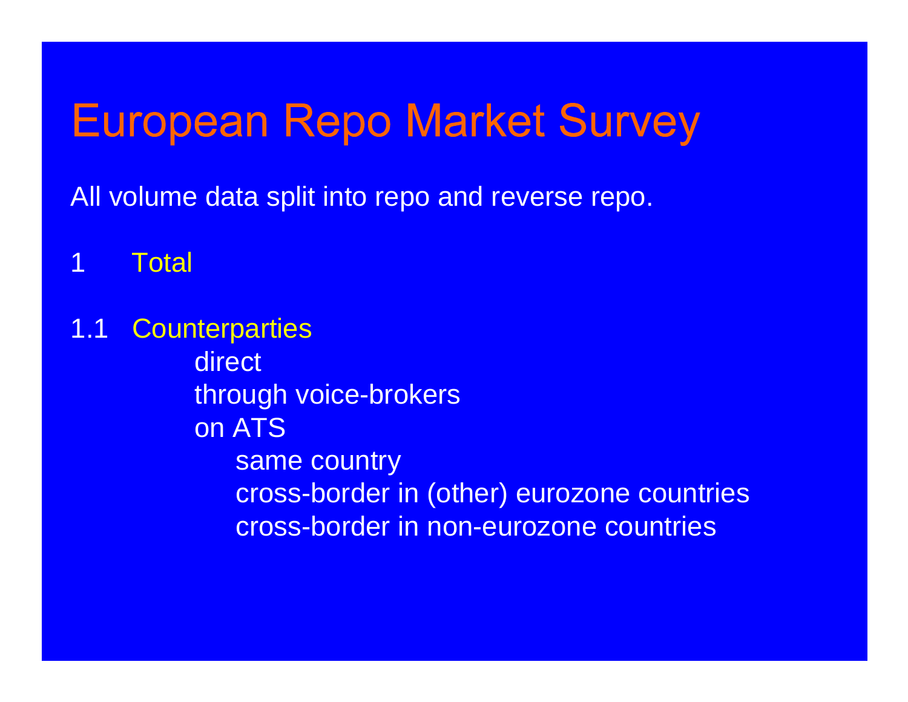# European Repo Market Survey

All volume data split into repo and reverse repo.

1 Total

1.1 Counterparties

- direct
- through voice-brokers
- on ATS
    - same country
    - cross-border in (other) eurozone countries
    - cross-border in non-eurozone countries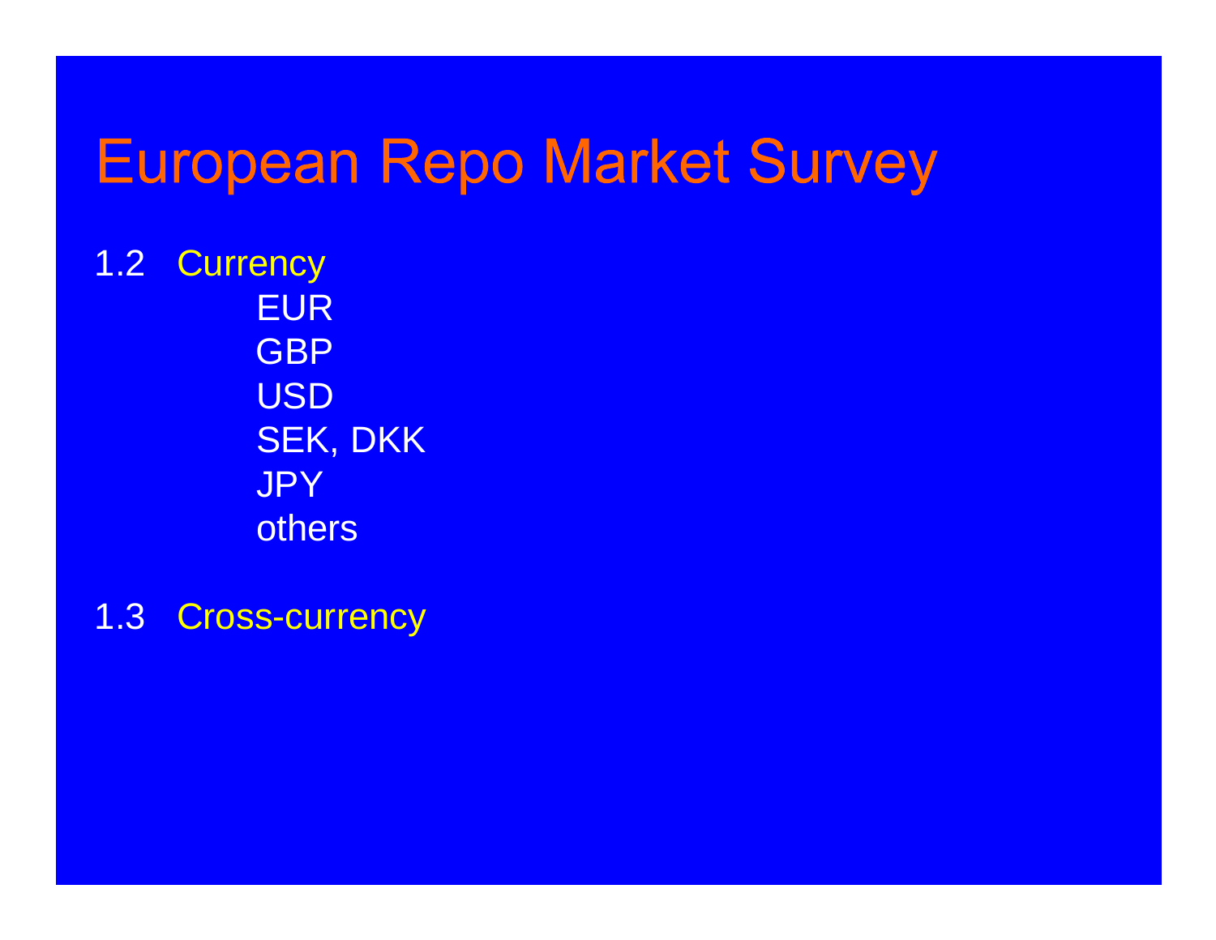# European Repo Market Survey

1.2 Currency
- EUR
- GBP
- USD
- SEK, DKK
- JPY
- others

1.3 Cross-currency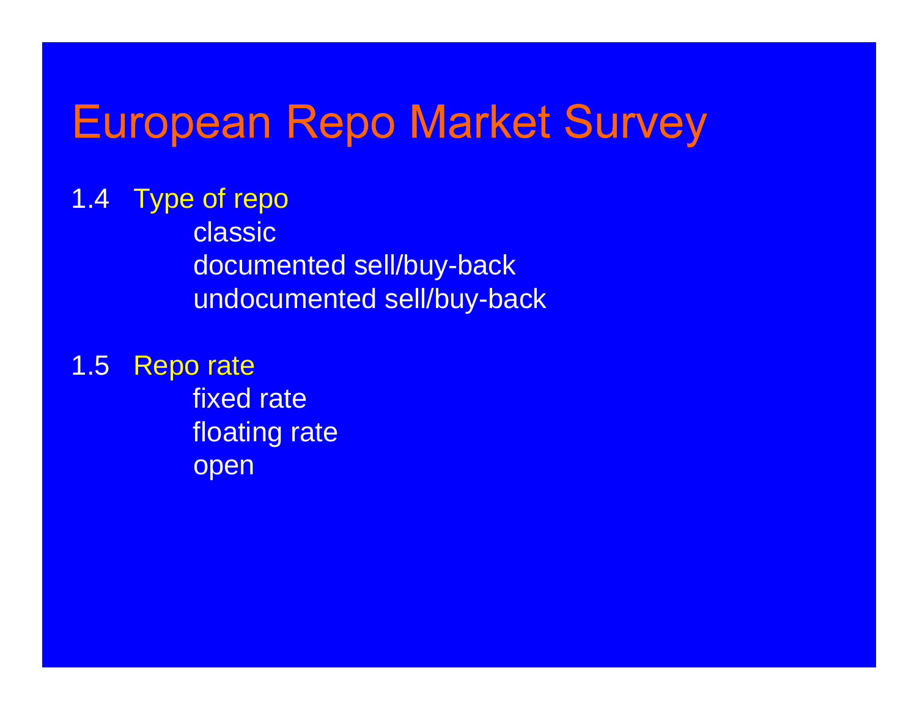# European Repo Market Survey

1.4 Type of repo

- classic
- documented sell/buy-back
- undocumented sell/buy-back

1.5 Repo rate

- fixed rate
- floating rate
- open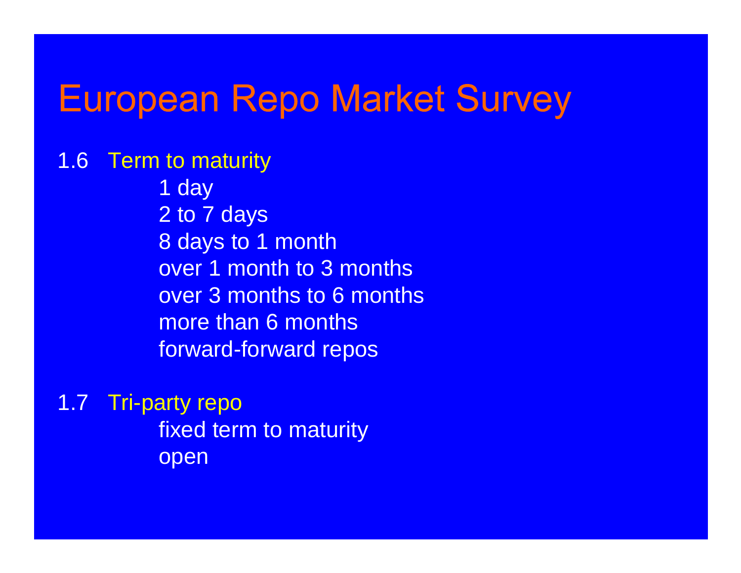# European Repo Market Survey

1.6 Term to maturity

- 1 day
- 2 to 7 days
- 8 days to 1 month
- over 1 month to 3 months
- over 3 months to 6 months
- more than 6 months
- forward-forward repos

1.7 Tri-party repo

- fixed term to maturity
- open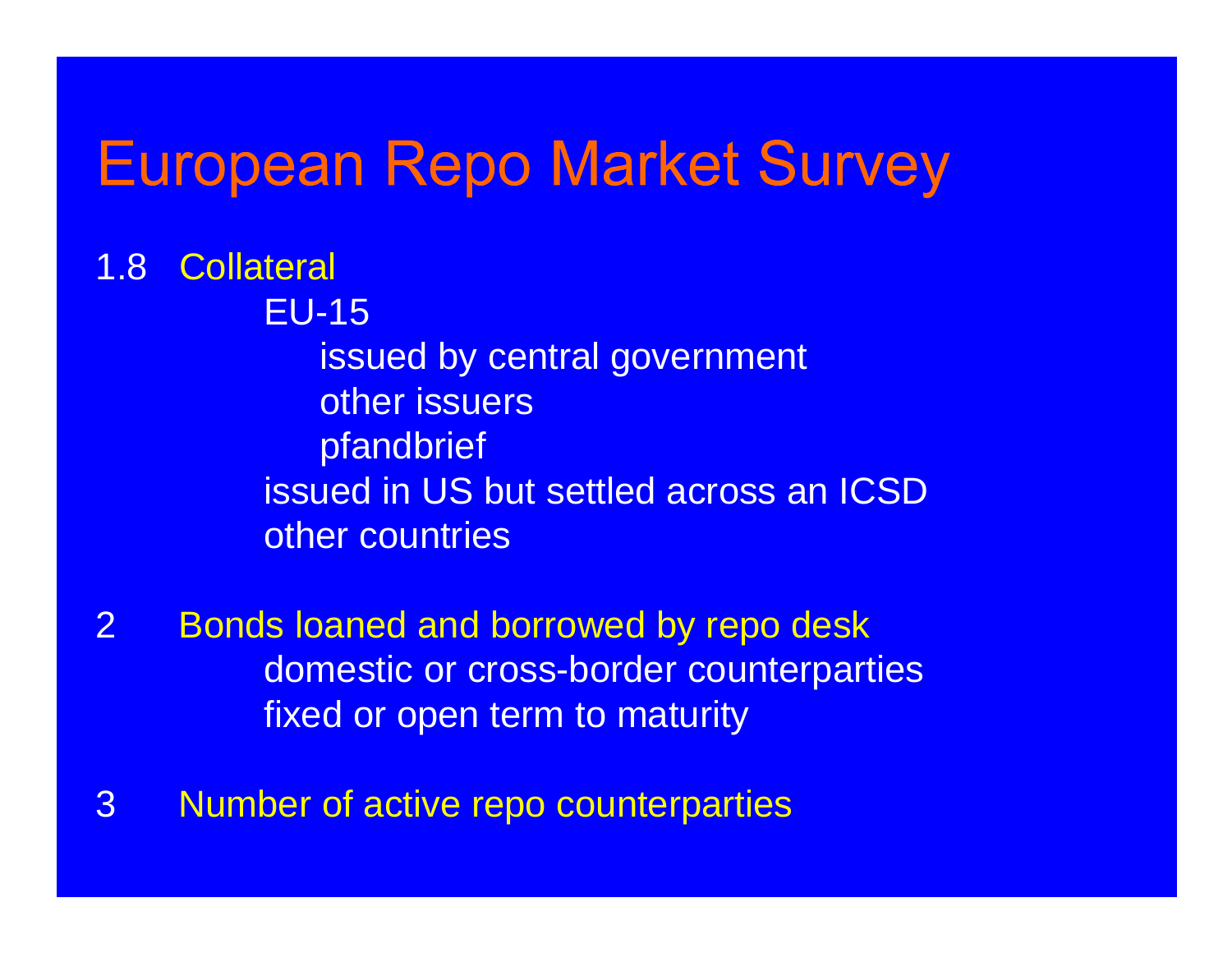# European Repo Market Survey

1.8 Collateral

- EU-15
  - issued by central government
  - other issuers
  - pfandbrief
- issued in US but settled across an ICSD
- other countries

2 Bonds loaned and borrowed by repo desk

- domestic or cross-border counterparties
- fixed or open term to maturity

3 Number of active repo counterparties